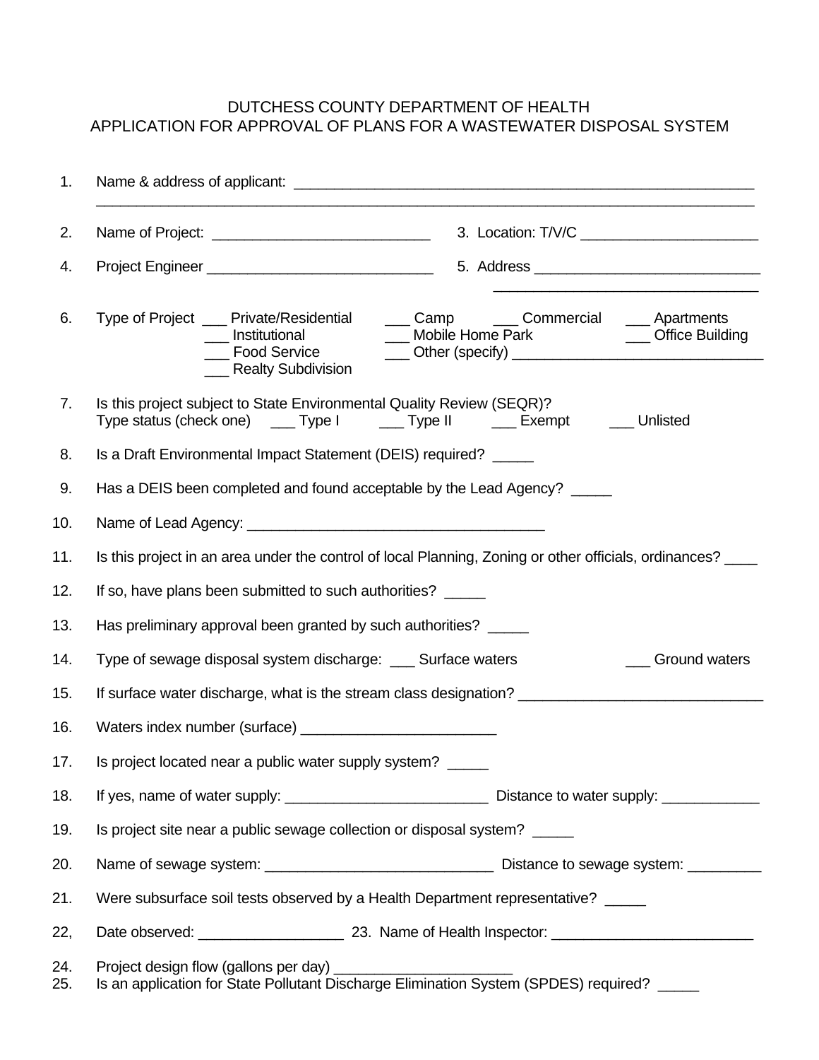DUTCHESS COUNTY DEPARTMENT OF HEALTH
APPLICATION FOR APPROVAL OF PLANS FOR A WASTEWATER DISPOSAL SYSTEM

1. Name & address of applicant: ____________________________________________________________
_______________________________________________________________________________

2. Name of Project: ___________________________ 3. Location: T/V/C ______________________

4. Project Engineer _____________________________ 5. Address ____________________________
_________________________________

6. Type of Project ___ Private/Residential ___ Camp ___ Commercial ___ Apartments
___ Institutional ___ Mobile Home Park ___ Office Building
___ Food Service ___ Other (specify) _______________________________
___ Realty Subdivision

7. Is this project subject to State Environmental Quality Review (SEQR)?
Type status (check one) ___ Type I ___ Type II ___ Exempt ___ Unlisted

8. Is a Draft Environmental Impact Statement (DEIS) required? _____

9. Has a DEIS been completed and found acceptable by the Lead Agency? _____

10. Name of Lead Agency: _____________________________________

11. Is this project in an area under the control of local Planning, Zoning or other officials, ordinances? ____

12. If so, have plans been submitted to such authorities? _____

13. Has preliminary approval been granted by such authorities? _____

14. Type of sewage disposal system discharge: ___ Surface waters ___ Ground waters

15. If surface water discharge, what is the stream class designation? ______________________________

16. Waters index number (surface) ________________________

17. Is project located near a public water supply system? _____

18. If yes, name of water supply: _________________________ Distance to water supply: ____________

19. Is project site near a public sewage collection or disposal system? _____

20. Name of sewage system: ____________________________ Distance to sewage system: _________

21. Were subsurface soil tests observed by a Health Department representative? _____

22, Date observed: __________________ 23. Name of Health Inspector: _________________________

24. Project design flow (gallons per day) ______________________

25. Is an application for State Pollutant Discharge Elimination System (SPDES) required? _____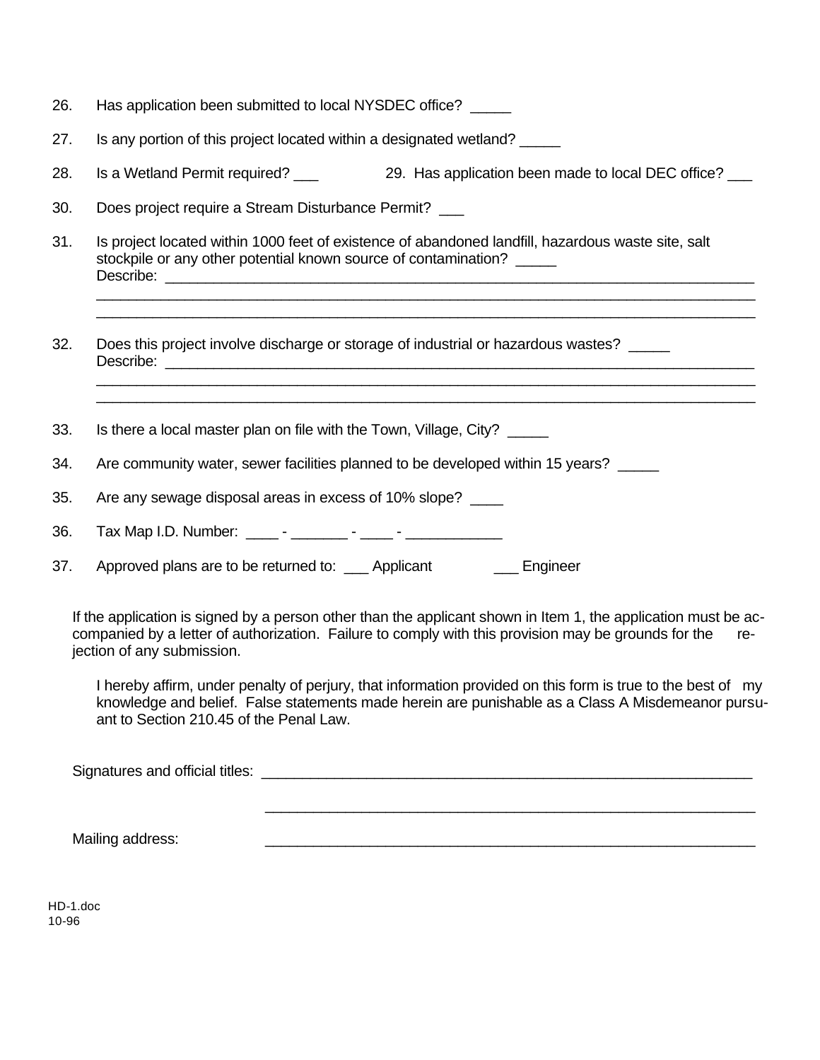26. Has application been submitted to local NYSDEC office? _____

27. Is any portion of this project located within a designated wetland? _____

28. Is a Wetland Permit required? ___ 29. Has application been made to local DEC office? ___

30. Does project require a Stream Disturbance Permit? ___

31. Is project located within 1000 feet of existence of abandoned landfill, hazardous waste site, salt stockpile or any other potential known source of contamination? _____
Describe: ______________________________________________________________________________
______________________________________________________________________________________
______________________________________________________________________________________

32. Does this project involve discharge or storage of industrial or hazardous wastes? _____
Describe: ______________________________________________________________________________
______________________________________________________________________________________
______________________________________________________________________________________

33. Is there a local master plan on file with the Town, Village, City? _____

34. Are community water, sewer facilities planned to be developed within 15 years? _____

35. Are any sewage disposal areas in excess of 10% slope? ____

36. Tax Map I.D. Number: ____ - _______ - ____ - ___________

37. Approved plans are to be returned to: ___ Applicant ___ Engineer

If the application is signed by a person other than the applicant shown in Item 1, the application must be accompanied by a letter of authorization. Failure to comply with this provision may be grounds for the rejection of any submission.

I hereby affirm, under penalty of perjury, that information provided on this form is true to the best of my knowledge and belief. False statements made herein are punishable as a Class A Misdemeanor pursuant to Section 210.45 of the Penal Law.

Signatures and official titles: _______________________________________________________________

_______________________________________________________________

Mailing address: _______________________________________________________________

HD-1.doc
10-96